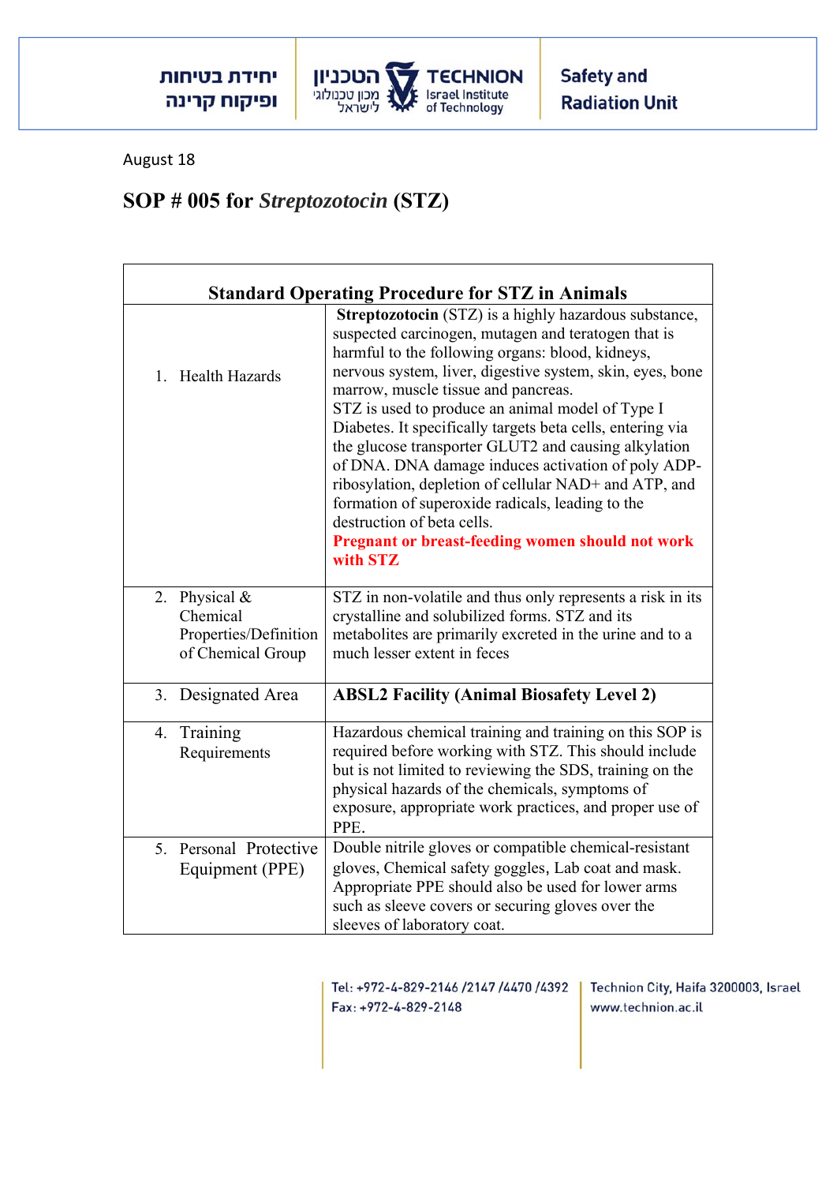August 18

## SOP # 005 for *Streptozotocin* (STZ)

| Standard Operating Procedure for STZ in Animals | |
|---|---|
| 1. Health Hazards | **Streptozotocin** (STZ) is a highly hazardous substance, suspected carcinogen, mutagen and teratogen that is harmful to the following organs: blood, kidneys, nervous system, liver, digestive system, skin, eyes, bone marrow, muscle tissue and pancreas.<br>STZ is used to produce an animal model of Type I Diabetes. It specifically targets beta cells, entering via the glucose transporter GLUT2 and causing alkylation of DNA. DNA damage induces activation of poly ADP-ribosylation, depletion of cellular NAD+ and ATP, and formation of superoxide radicals, leading to the destruction of beta cells.<br>**Pregnant or breast-feeding women should not work with STZ** |
| 2. Physical & Chemical Properties/Definition of Chemical Group | STZ in non-volatile and thus only represents a risk in its crystalline and solubilized forms. STZ and its metabolites are primarily excreted in the urine and to a much lesser extent in feces |
| 3. Designated Area | **ABSL2 Facility (Animal Biosafety Level 2)** |
| 4. Training Requirements | Hazardous chemical training and training on this SOP is required before working with STZ. This should include but is not limited to reviewing the SDS, training on the physical hazards of the chemicals, symptoms of exposure, appropriate work practices, and proper use of PPE. |
| 5. Personal Protective Equipment (PPE) | Double nitrile gloves or compatible chemical-resistant gloves, Chemical safety goggles, Lab coat and mask. Appropriate PPE should also be used for lower arms such as sleeve covers or securing gloves over the sleeves of laboratory coat. |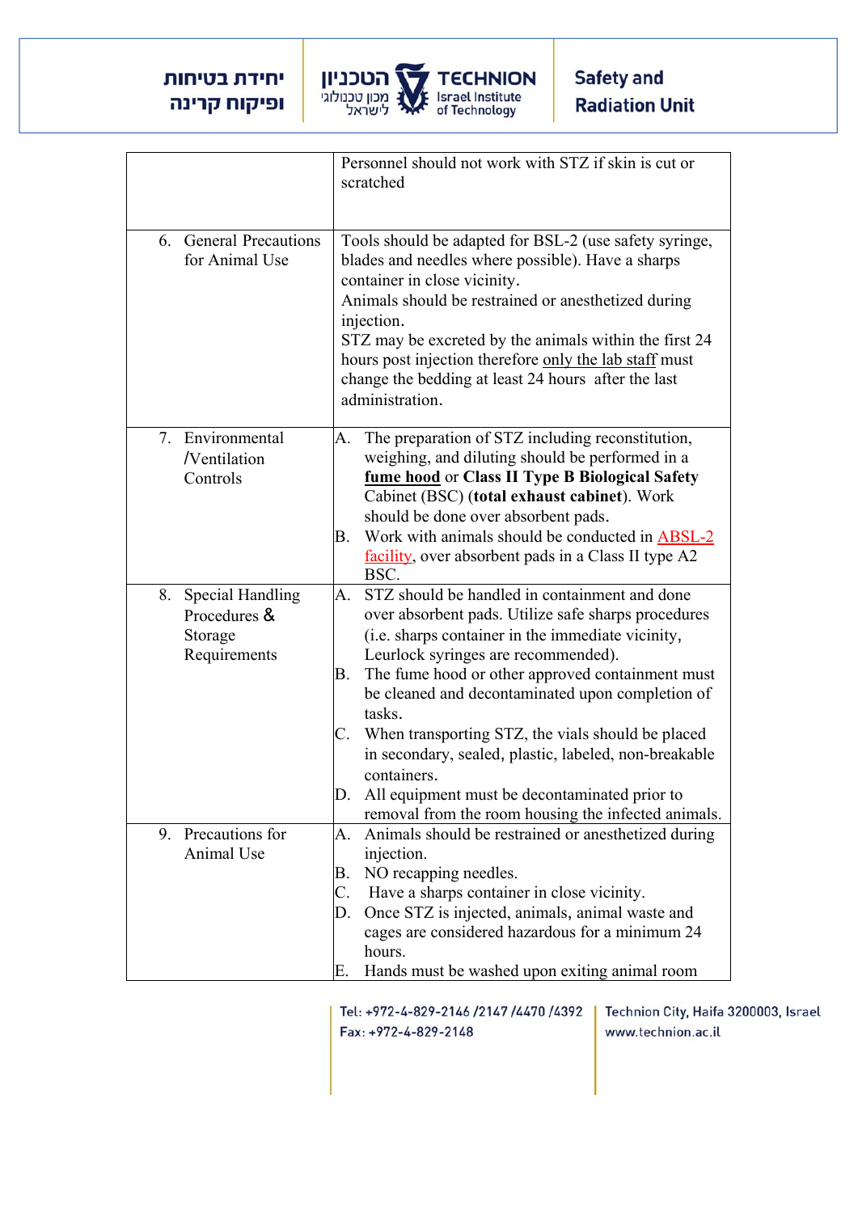| | |
|---|---|
| | Personnel should not work with STZ if skin is cut or scratched |
| 6. General Precautions for Animal Use | Tools should be adapted for BSL-2 (use safety syringe, blades and needles where possible). Have a sharps container in close vicinity.<br>Animals should be restrained or anesthetized during injection.<br>STZ may be excreted by the animals within the first 24 hours post injection therefore <u>only the lab staff</u> must change the bedding at least 24 hours after the last administration. |
| 7. Environmental /Ventilation Controls | A. The preparation of STZ including reconstitution, weighing, and diluting should be performed in a **<u>fume hood</u>** or **Class II Type B Biological Safety** Cabinet (BSC) (**total exhaust cabinet**). Work should be done over absorbent pads.<br>B. Work with animals should be conducted in <u>ABSL-2 facility</u>, over absorbent pads in a Class II type A2 BSC. |
| 8. Special Handling Procedures & Storage Requirements | A. STZ should be handled in containment and done over absorbent pads. Utilize safe sharps procedures (i.e. sharps container in the immediate vicinity, Leurlock syringes are recommended).<br>B. The fume hood or other approved containment must be cleaned and decontaminated upon completion of tasks.<br>C. When transporting STZ, the vials should be placed in secondary, sealed, plastic, labeled, non-breakable containers.<br>D. All equipment must be decontaminated prior to removal from the room housing the infected animals. |
| 9. Precautions for Animal Use | A. Animals should be restrained or anesthetized during injection.<br>B. NO recapping needles.<br>C. Have a sharps container in close vicinity.<br>D. Once STZ is injected, animals, animal waste and cages are considered hazardous for a minimum 24 hours.<br>E. Hands must be washed upon exiting animal room |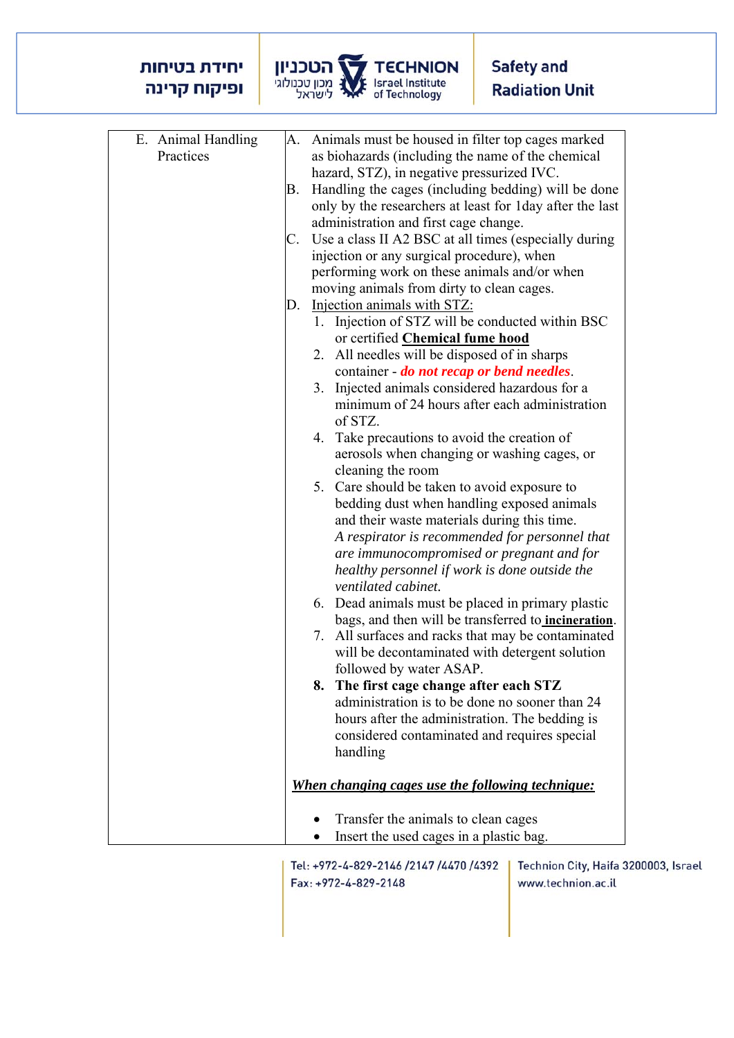| E. Animal Handling Practices | A. Animals must be housed in filter top cages marked as biohazards (including the name of the chemical hazard, STZ), in negative pressurized IVC.<br>B. Handling the cages (including bedding) will be done only by the researchers at least for 1day after the last administration and first cage change.<br>C. Use a class II A2 BSC at all times (especially during injection or any surgical procedure), when performing work on these animals and/or when moving animals from dirty to clean cages.<br>D. Injection animals with STZ:<br>1. Injection of STZ will be conducted within BSC or certified **Chemical fume hood**<br>2. All needles will be disposed of in sharps container - ***do not recap or bend needles***.<br>3. Injected animals considered hazardous for a minimum of 24 hours after each administration of STZ.<br>4. Take precautions to avoid the creation of aerosols when changing or washing cages, or cleaning the room<br>5. Care should be taken to avoid exposure to bedding dust when handling exposed animals and their waste materials during this time. *A respirator is recommended for personnel that are immunocompromised or pregnant and for healthy personnel if work is done outside the ventilated cabinet.*<br>6. Dead animals must be placed in primary plastic bags, and then will be transferred to **incineration**.<br>7. All surfaces and racks that may be contaminated will be decontaminated with detergent solution followed by water ASAP.<br>**8. The first cage change after each STZ** administration is to be done no sooner than 24 hours after the administration. The bedding is considered contaminated and requires special handling<br><br>***When changing cages use the following technique:***<br><br>• Transfer the animals to clean cages<br>• Insert the used cages in a plastic bag. |
|---|---|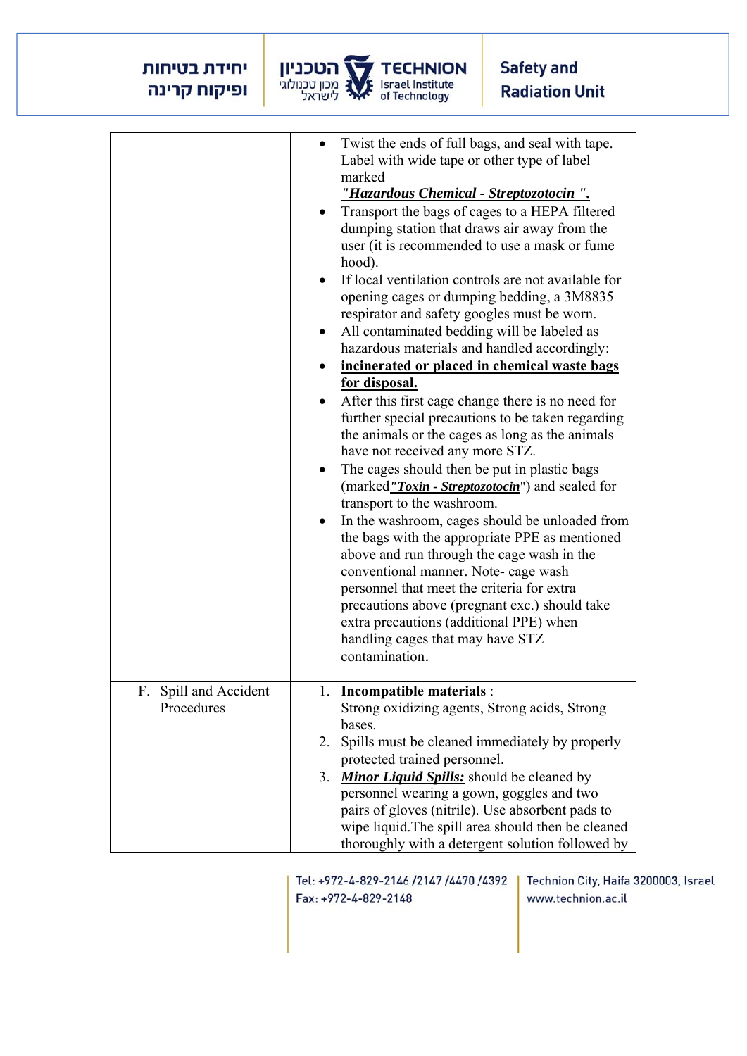| | |
|---|---|
| | • Twist the ends of full bags, and seal with tape. Label with wide tape or other type of label marked ***"Hazardous Chemical - Streptozotocin ".***<br>• Transport the bags of cages to a HEPA filtered dumping station that draws air away from the user (it is recommended to use a mask or fume hood).<br>• If local ventilation controls are not available for opening cages or dumping bedding, a 3M8835 respirator and safety googles must be worn.<br>• All contaminated bedding will be labeled as hazardous materials and handled accordingly:<br>• **incinerated or placed in chemical waste bags for disposal.**<br>• After this first cage change there is no need for further special precautions to be taken regarding the animals or the cages as long as the animals have not received any more STZ.<br>• The cages should then be put in plastic bags (marked***"Toxin - Streptozotocin***") and sealed for transport to the washroom.<br>• In the washroom, cages should be unloaded from the bags with the appropriate PPE as mentioned above and run through the cage wash in the conventional manner. Note- cage wash personnel that meet the criteria for extra precautions above (pregnant exc.) should take extra precautions (additional PPE) when handling cages that may have STZ contamination. |
| F. Spill and Accident Procedures | 1. **Incompatible materials** :<br>Strong oxidizing agents, Strong acids, Strong bases.<br>2. Spills must be cleaned immediately by properly protected trained personnel.<br>3. ***Minor Liquid Spills:*** should be cleaned by personnel wearing a gown, goggles and two pairs of gloves (nitrile). Use absorbent pads to wipe liquid.The spill area should then be cleaned thoroughly with a detergent solution followed by |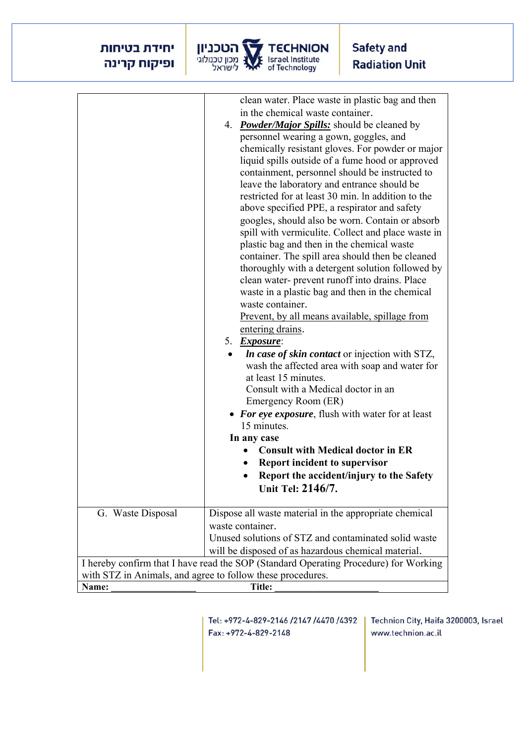| | |
|---|---|
| | clean water. Place waste in plastic bag and then in the chemical waste container.<br>4. ***Powder/Major Spills:*** should be cleaned by personnel wearing a gown, goggles, and chemically resistant gloves. For powder or major liquid spills outside of a fume hood or approved containment, personnel should be instructed to leave the laboratory and entrance should be restricted for at least 30 min. ln addition to the above specified PPE, a respirator and safety googles, should also be worn. Contain or absorb spill with vermiculite. Collect and place waste in plastic bag and then in the chemical waste container. The spill area should then be cleaned thoroughly with a detergent solution followed by clean water- prevent runoff into drains. Place waste in a plastic bag and then in the chemical waste container.<br><u>Prevent, by all means available, spillage from entering drains</u>.<br>5. ***Exposure***:<br>• ***ln case of skin contact*** or injection with STZ, wash the affected area with soap and water for at least 15 minutes. Consult with a Medical doctor in an Emergency Room (ER)<br>• ***For eye exposure***, flush with water for at least 15 minutes.<br>**In any case**<br>• **Consult with Medical doctor in ER**<br>• **Report incident to supervisor**<br>• **Report the accident/injury to the Safety Unit Tel: 2146/7.** |
| G. Waste Disposal | Dispose all waste material in the appropriate chemical waste container.<br>Unused solutions of STZ and contaminated solid waste will be disposed of as hazardous chemical material. |
| I hereby confirm that I have read the SOP (Standard Operating Procedure) for Working with STZ in Animals, and agree to follow these procedures. | |
| **Name:** ________________ | **Title:** ____________________ |